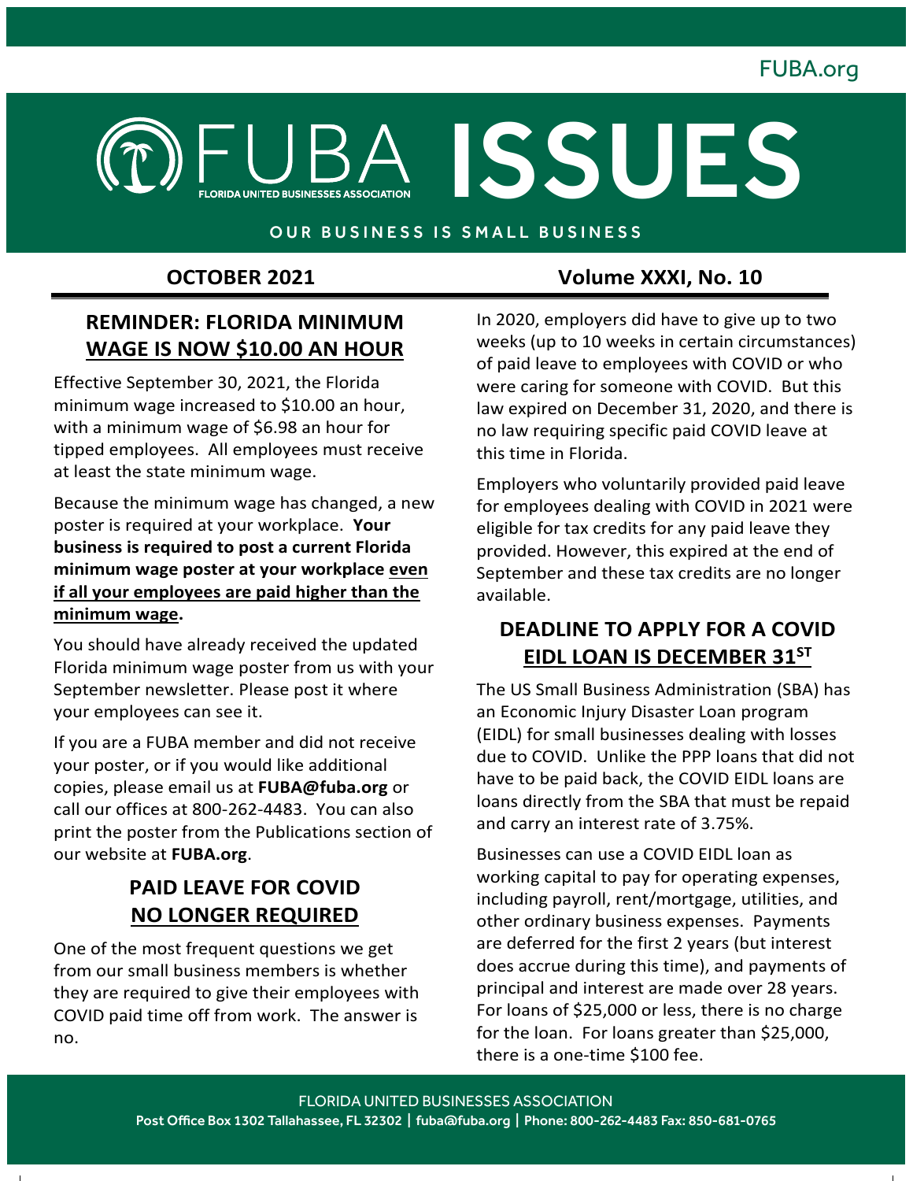# FUBA ISSUES

FLORIDA UNITED BUSINESSES ASSOCIATION

OUR BUSINESS IS SMALL BUSINESS

**OCTOBER 2021** | **Volume XXXI, No. 10**

## REMINDER: FLORIDA MINIMUM WAGE IS NOW $10.00 AN HOUR

Effective September 30, 2021, the Florida minimum wage increased to $10.00 an hour, with a minimum wage of $6.98 an hour for tipped employees. All employees must receive at least the state minimum wage.

Because the minimum wage has changed, a new poster is required at your workplace. **Your business is required to post a current Florida minimum wage poster at your workplace even if all your employees are paid higher than the minimum wage.**

You should have already received the updated Florida minimum wage poster from us with your September newsletter. Please post it where your employees can see it.

If you are a FUBA member and did not receive your poster, or if you would like additional copies, please email us at **FUBA@fuba.org** or call our offices at 800-262-4483. You can also print the poster from the Publications section of our website at **FUBA.org**.

## PAID LEAVE FOR COVID NO LONGER REQUIRED

One of the most frequent questions we get from our small business members is whether they are required to give their employees with COVID paid time off from work. The answer is no.

In 2020, employers did have to give up to two weeks (up to 10 weeks in certain circumstances) of paid leave to employees with COVID or who were caring for someone with COVID. But this law expired on December 31, 2020, and there is no law requiring specific paid COVID leave at this time in Florida.

Employers who voluntarily provided paid leave for employees dealing with COVID in 2021 were eligible for tax credits for any paid leave they provided. However, this expired at the end of September and these tax credits are no longer available.

## DEADLINE TO APPLY FOR A COVID EIDL LOAN IS DECEMBER 31ST

The US Small Business Administration (SBA) has an Economic Injury Disaster Loan program (EIDL) for small businesses dealing with losses due to COVID. Unlike the PPP loans that did not have to be paid back, the COVID EIDL loans are loans directly from the SBA that must be repaid and carry an interest rate of 3.75%.

Businesses can use a COVID EIDL loan as working capital to pay for operating expenses, including payroll, rent/mortgage, utilities, and other ordinary business expenses. Payments are deferred for the first 2 years (but interest does accrue during this time), and payments of principal and interest are made over 28 years. For loans of $25,000 or less, there is no charge for the loan. For loans greater than $25,000, there is a one-time $100 fee.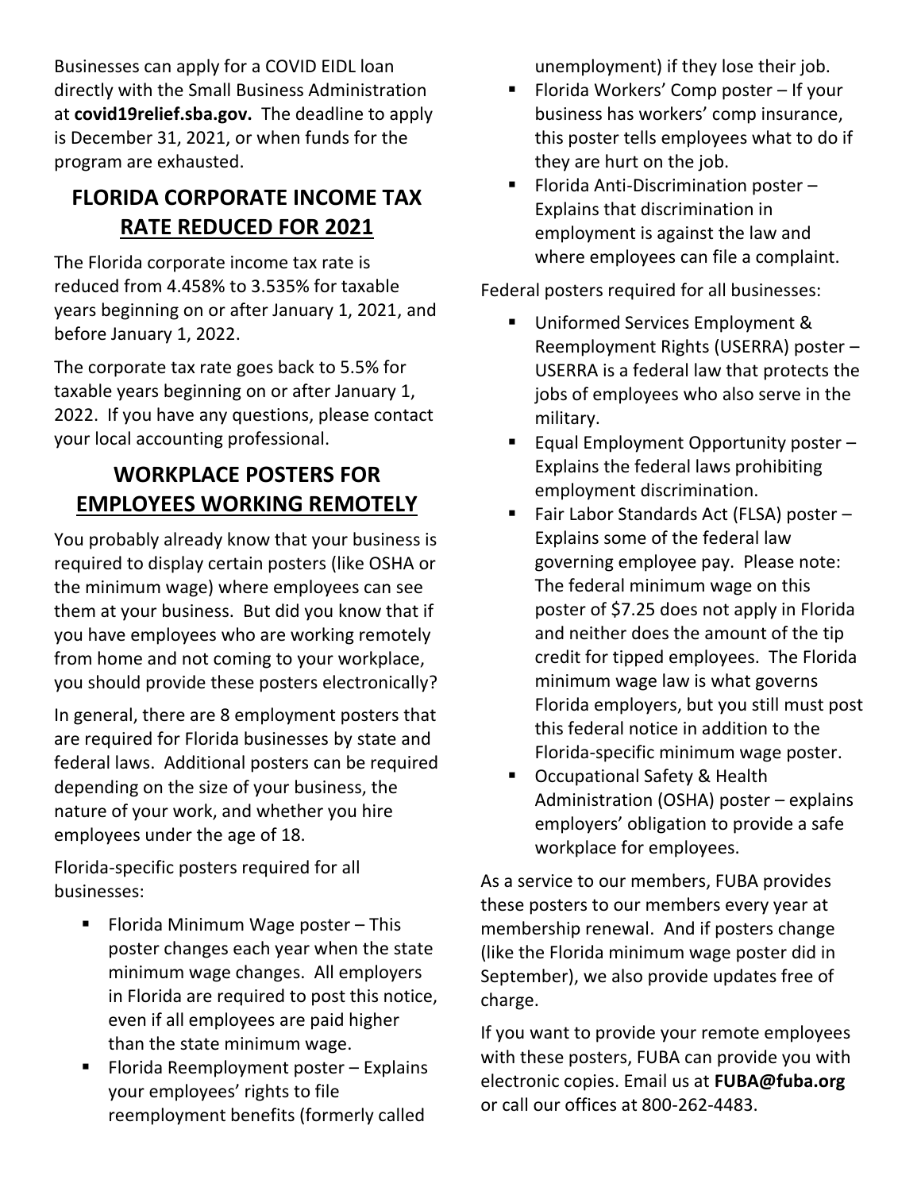Businesses can apply for a COVID EIDL loan directly with the Small Business Administration at **covid19relief.sba.gov.** The deadline to apply is December 31, 2021, or when funds for the program are exhausted.

## FLORIDA CORPORATE INCOME TAX RATE REDUCED FOR 2021

The Florida corporate income tax rate is reduced from 4.458% to 3.535% for taxable years beginning on or after January 1, 2021, and before January 1, 2022.

The corporate tax rate goes back to 5.5% for taxable years beginning on or after January 1, 2022. If you have any questions, please contact your local accounting professional.

## WORKPLACE POSTERS FOR EMPLOYEES WORKING REMOTELY

You probably already know that your business is required to display certain posters (like OSHA or the minimum wage) where employees can see them at your business. But did you know that if you have employees who are working remotely from home and not coming to your workplace, you should provide these posters electronically?

In general, there are 8 employment posters that are required for Florida businesses by state and federal laws. Additional posters can be required depending on the size of your business, the nature of your work, and whether you hire employees under the age of 18.

Florida-specific posters required for all businesses:

- Florida Minimum Wage poster – This poster changes each year when the state minimum wage changes. All employers in Florida are required to post this notice, even if all employees are paid higher than the state minimum wage.
- Florida Reemployment poster – Explains your employees' rights to file reemployment benefits (formerly called unemployment) if they lose their job.
- Florida Workers' Comp poster – If your business has workers' comp insurance, this poster tells employees what to do if they are hurt on the job.
- Florida Anti-Discrimination poster – Explains that discrimination in employment is against the law and where employees can file a complaint.

Federal posters required for all businesses:

- Uniformed Services Employment & Reemployment Rights (USERRA) poster – USERRA is a federal law that protects the jobs of employees who also serve in the military.
- Equal Employment Opportunity poster – Explains the federal laws prohibiting employment discrimination.
- Fair Labor Standards Act (FLSA) poster – Explains some of the federal law governing employee pay. Please note: The federal minimum wage on this poster of $7.25 does not apply in Florida and neither does the amount of the tip credit for tipped employees. The Florida minimum wage law is what governs Florida employers, but you still must post this federal notice in addition to the Florida-specific minimum wage poster.
- Occupational Safety & Health Administration (OSHA) poster – explains employers' obligation to provide a safe workplace for employees.

As a service to our members, FUBA provides these posters to our members every year at membership renewal. And if posters change (like the Florida minimum wage poster did in September), we also provide updates free of charge.

If you want to provide your remote employees with these posters, FUBA can provide you with electronic copies. Email us at **FUBA@fuba.org** or call our offices at 800-262-4483.